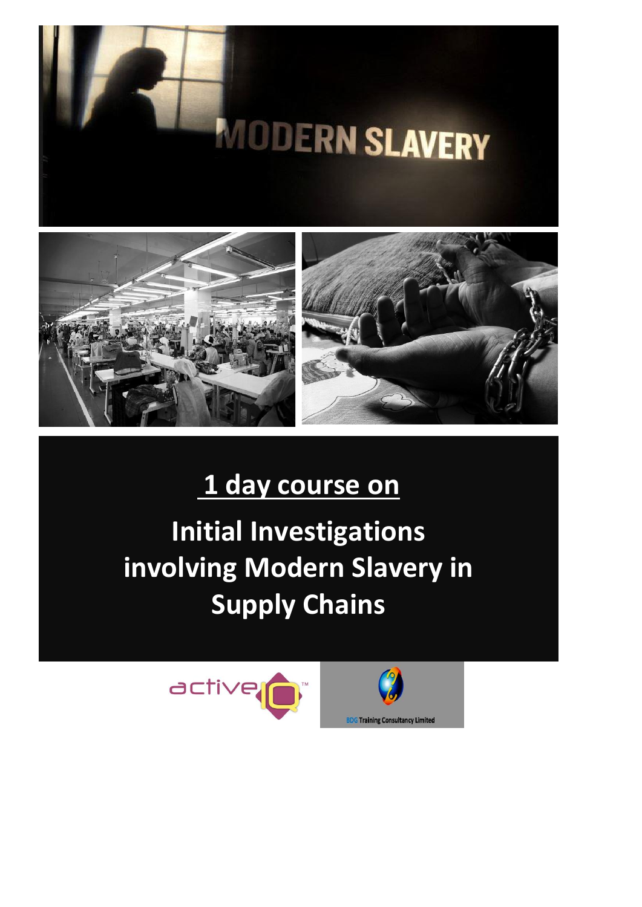MODERN SLAVERY

# 1 day course on

# Initial Investigations involving Modern Slavery in Supply Chains

active IQ™

BDG Training Consultancy Limited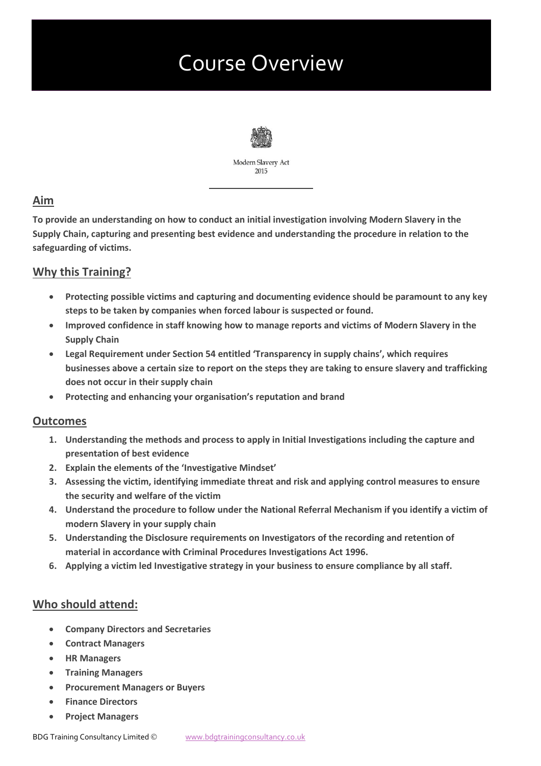# Course Overview

Modern Slavery Act
2015

## Aim

**To provide an understanding on how to conduct an initial investigation involving Modern Slavery in the Supply Chain, capturing and presenting best evidence and understanding the procedure in relation to the safeguarding of victims.**

## Why this Training?

- **Protecting possible victims and capturing and documenting evidence should be paramount to any key steps to be taken by companies when forced labour is suspected or found.**
- **Improved confidence in staff knowing how to manage reports and victims of Modern Slavery in the Supply Chain**
- **Legal Requirement under Section 54 entitled 'Transparency in supply chains', which requires businesses above a certain size to report on the steps they are taking to ensure slavery and trafficking does not occur in their supply chain**
- **Protecting and enhancing your organisation's reputation and brand**

## Outcomes

1. **Understanding the methods and process to apply in Initial Investigations including the capture and presentation of best evidence**
2. **Explain the elements of the 'Investigative Mindset'**
3. **Assessing the victim, identifying immediate threat and risk and applying control measures to ensure the security and welfare of the victim**
4. **Understand the procedure to follow under the National Referral Mechanism if you identify a victim of modern Slavery in your supply chain**
5. **Understanding the Disclosure requirements on Investigators of the recording and retention of material in accordance with Criminal Procedures Investigations Act 1996.**
6. **Applying a victim led Investigative strategy in your business to ensure compliance by all staff.**

## Who should attend:

- **Company Directors and Secretaries**
- **Contract Managers**
- **HR Managers**
- **Training Managers**
- **Procurement Managers or Buyers**
- **Finance Directors**
- **Project Managers**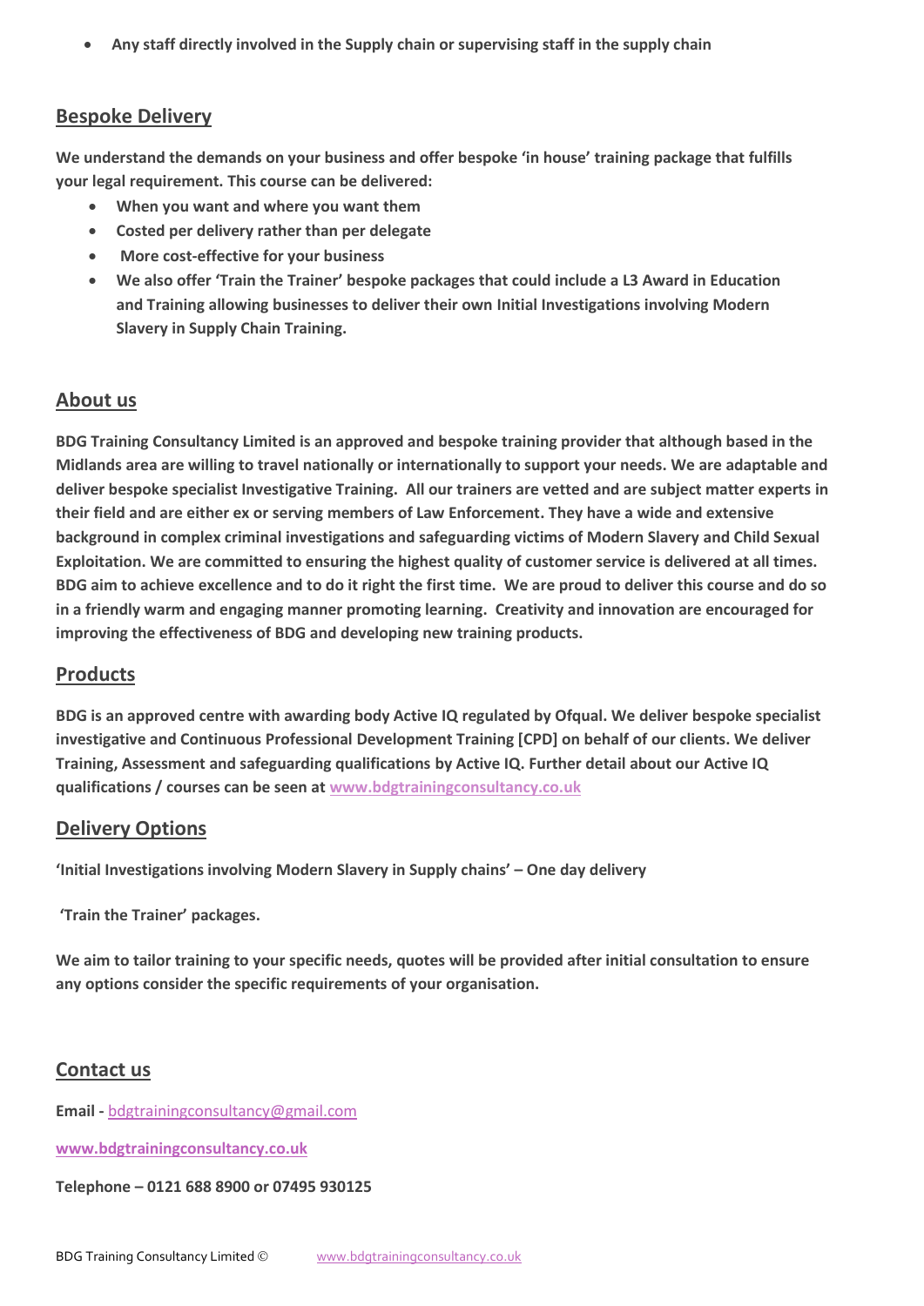- **Any staff directly involved in the Supply chain or supervising staff in the supply chain**

## Bespoke Delivery

**We understand the demands on your business and offer bespoke 'in house' training package that fulfills your legal requirement. This course can be delivered:**

- **When you want and where you want them**
- **Costed per delivery rather than per delegate**
- **More cost-effective for your business**
- **We also offer 'Train the Trainer' bespoke packages that could include a L3 Award in Education and Training allowing businesses to deliver their own Initial Investigations involving Modern Slavery in Supply Chain Training.**

## About us

**BDG Training Consultancy Limited is an approved and bespoke training provider that although based in the Midlands area are willing to travel nationally or internationally to support your needs. We are adaptable and deliver bespoke specialist Investigative Training. All our trainers are vetted and are subject matter experts in their field and are either ex or serving members of Law Enforcement. They have a wide and extensive background in complex criminal investigations and safeguarding victims of Modern Slavery and Child Sexual Exploitation. We are committed to ensuring the highest quality of customer service is delivered at all times. BDG aim to achieve excellence and to do it right the first time. We are proud to deliver this course and do so in a friendly warm and engaging manner promoting learning. Creativity and innovation are encouraged for improving the effectiveness of BDG and developing new training products.**

## Products

**BDG is an approved centre with awarding body Active IQ regulated by Ofqual. We deliver bespoke specialist investigative and Continuous Professional Development Training [CPD] on behalf of our clients. We deliver Training, Assessment and safeguarding qualifications by Active IQ. Further detail about our Active IQ qualifications / courses can be seen at [www.bdgtrainingconsultancy.co.uk](http://www.bdgtrainingconsultancy.co.uk)**

## Delivery Options

**'Initial Investigations involving Modern Slavery in Supply chains' – One day delivery**

**'Train the Trainer' packages.**

**We aim to tailor training to your specific needs, quotes will be provided after initial consultation to ensure any options consider the specific requirements of your organisation.**

## Contact us

**Email -** [bdgtrainingconsultancy@gmail.com](mailto:bdgtrainingconsultancy@gmail.com)

**[www.bdgtrainingconsultancy.co.uk](http://www.bdgtrainingconsultancy.co.uk)**

**Telephone – 0121 688 8900 or 07495 930125**